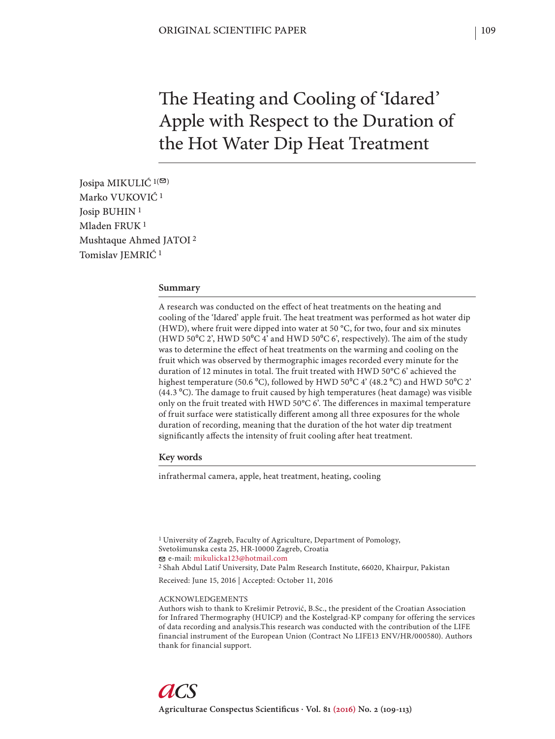# The Heating and Cooling of 'Idared' Apple with Respect to the Duration of the Hot Water Dip Heat Treatment

Josipa MIKULIĆ [1(✉)]
Marko VUKOVIĆ [1]
Josip BUHIN [1]
Mladen FRUK [1]
Mushtaque Ahmed JATOI [2]
Tomislav JEMRIĆ [1]

## Summary

A research was conducted on the effect of heat treatments on the heating and cooling of the 'Idared' apple fruit. The heat treatment was performed as hot water dip (HWD), where fruit were dipped into water at 50 °C, for two, four and six minutes (HWD 50$^0$C 2', HWD 50$^0$C 4' and HWD 50$^0$C 6', respectively). The aim of the study was to determine the effect of heat treatments on the warming and cooling on the fruit which was observed by thermographic images recorded every minute for the duration of 12 minutes in total. The fruit treated with HWD 50°C 6' achieved the highest temperature (50.6 $^0$C), followed by HWD 50$^0$C 4' (48.2 $^0$C) and HWD 50$^0$C 2' (44.3 $^0$C). The damage to fruit caused by high temperatures (heat damage) was visible only on the fruit treated with HWD 50°C 6'. The differences in maximal temperature of fruit surface were statistically different among all three exposures for the whole duration of recording, meaning that the duration of the hot water dip treatment significantly affects the intensity of fruit cooling after heat treatment.

## Key words

infrathermal camera, apple, heat treatment, heating, cooling

[1] University of Zagreb, Faculty of Agriculture, Department of Pomology, Svetošimunska cesta 25, HR-10000 Zagreb, Croatia
✉ e-mail: mikulicka123@hotmail.com
[2] Shah Abdul Latif University, Date Palm Research Institute, 66020, Khairpur, Pakistan

Received: June 15, 2016 | Accepted: October 11, 2016

ACKNOWLEDGEMENTS
Authors wish to thank to Krešimir Petrović, B.Sc., the president of the Croatian Association for Infrared Thermography (HUICP) and the Kostelgrad-KP company for offering the services of data recording and analysis.This research was conducted with the contribution of the LIFE financial instrument of the European Union (Contract No LIFE13 ENV/HR/000580). Authors thank for financial support.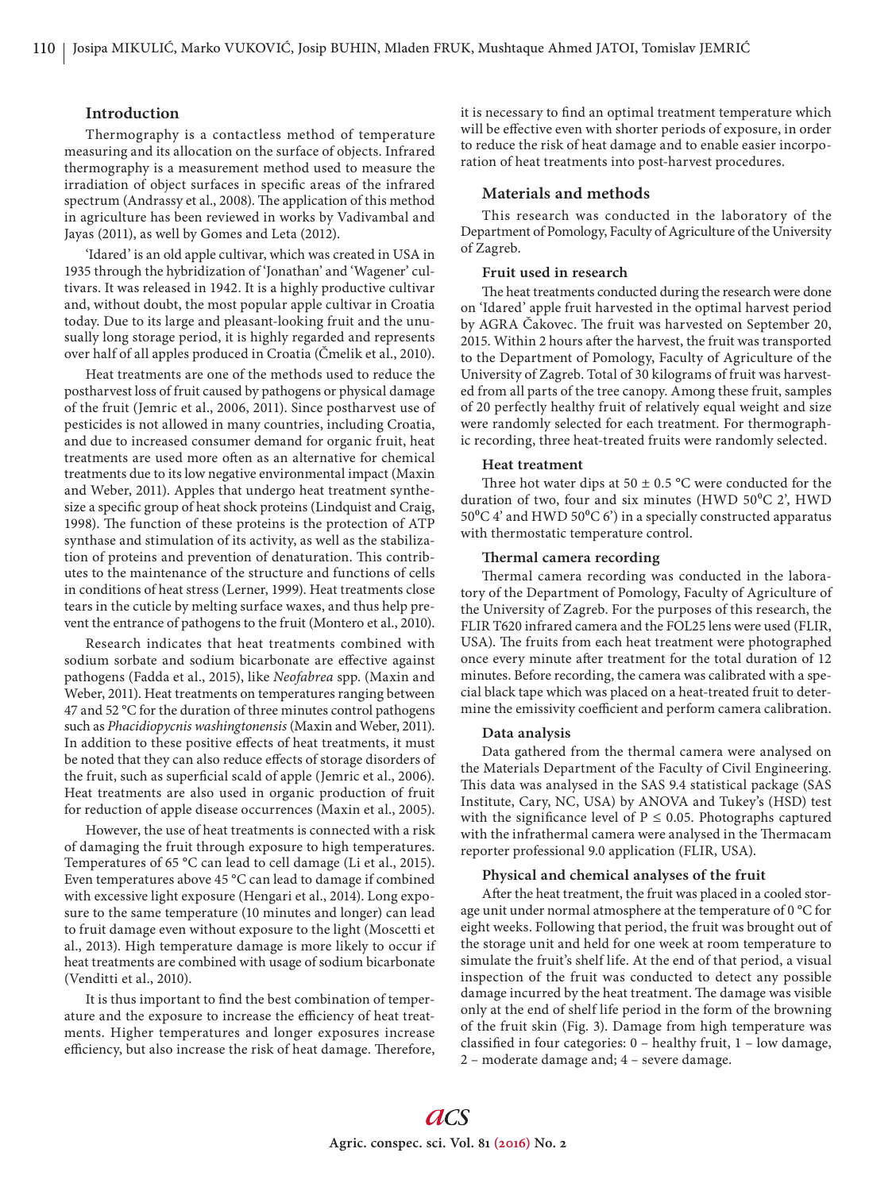## Introduction

Thermography is a contactless method of temperature measuring and its allocation on the surface of objects. Infrared thermography is a measurement method used to measure the irradiation of object surfaces in specific areas of the infrared spectrum (Andrassy et al., 2008). The application of this method in agriculture has been reviewed in works by Vadivambal and Jayas (2011), as well by Gomes and Leta (2012).

'Idared' is an old apple cultivar, which was created in USA in 1935 through the hybridization of 'Jonathan' and 'Wagener' cultivars. It was released in 1942. It is a highly productive cultivar and, without doubt, the most popular apple cultivar in Croatia today. Due to its large and pleasant-looking fruit and the unusually long storage period, it is highly regarded and represents over half of all apples produced in Croatia (Čmelik et al., 2010).

Heat treatments are one of the methods used to reduce the postharvest loss of fruit caused by pathogens or physical damage of the fruit (Jemric et al., 2006, 2011). Since postharvest use of pesticides is not allowed in many countries, including Croatia, and due to increased consumer demand for organic fruit, heat treatments are used more often as an alternative for chemical treatments due to its low negative environmental impact (Maxin and Weber, 2011). Apples that undergo heat treatment synthesize a specific group of heat shock proteins (Lindquist and Craig, 1998). The function of these proteins is the protection of ATP synthase and stimulation of its activity, as well as the stabilization of proteins and prevention of denaturation. This contributes to the maintenance of the structure and functions of cells in conditions of heat stress (Lerner, 1999). Heat treatments close tears in the cuticle by melting surface waxes, and thus help prevent the entrance of pathogens to the fruit (Montero et al., 2010).

Research indicates that heat treatments combined with sodium sorbate and sodium bicarbonate are effective against pathogens (Fadda et al., 2015), like *Neofabrea* spp. (Maxin and Weber, 2011). Heat treatments on temperatures ranging between 47 and 52 °C for the duration of three minutes control pathogens such as *Phacidiopycnis washingtonensis* (Maxin and Weber, 2011). In addition to these positive effects of heat treatments, it must be noted that they can also reduce effects of storage disorders of the fruit, such as superficial scald of apple (Jemric et al., 2006). Heat treatments are also used in organic production of fruit for reduction of apple disease occurrences (Maxin et al., 2005).

However, the use of heat treatments is connected with a risk of damaging the fruit through exposure to high temperatures. Temperatures of 65 °C can lead to cell damage (Li et al., 2015). Even temperatures above 45 °C can lead to damage if combined with excessive light exposure (Hengari et al., 2014). Long exposure to the same temperature (10 minutes and longer) can lead to fruit damage even without exposure to the light (Moscetti et al., 2013). High temperature damage is more likely to occur if heat treatments are combined with usage of sodium bicarbonate (Venditti et al., 2010).

It is thus important to find the best combination of temperature and the exposure to increase the efficiency of heat treatments. Higher temperatures and longer exposures increase efficiency, but also increase the risk of heat damage. Therefore, it is necessary to find an optimal treatment temperature which will be effective even with shorter periods of exposure, in order to reduce the risk of heat damage and to enable easier incorporation of heat treatments into post-harvest procedures.

## Materials and methods

This research was conducted in the laboratory of the Department of Pomology, Faculty of Agriculture of the University of Zagreb.

### Fruit used in research

The heat treatments conducted during the research were done on 'Idared' apple fruit harvested in the optimal harvest period by AGRA Čakovec. The fruit was harvested on September 20, 2015. Within 2 hours after the harvest, the fruit was transported to the Department of Pomology, Faculty of Agriculture of the University of Zagreb. Total of 30 kilograms of fruit was harvested from all parts of the tree canopy. Among these fruit, samples of 20 perfectly healthy fruit of relatively equal weight and size were randomly selected for each treatment. For thermographic recording, three heat-treated fruits were randomly selected.

### Heat treatment

Three hot water dips at 50 ± 0.5 °C were conducted for the duration of two, four and six minutes (HWD 50°C 2', HWD 50°C 4' and HWD 50°C 6') in a specially constructed apparatus with thermostatic temperature control.

### Thermal camera recording

Thermal camera recording was conducted in the laboratory of the Department of Pomology, Faculty of Agriculture of the University of Zagreb. For the purposes of this research, the FLIR T620 infrared camera and the FOL25 lens were used (FLIR, USA). The fruits from each heat treatment were photographed once every minute after treatment for the total duration of 12 minutes. Before recording, the camera was calibrated with a special black tape which was placed on a heat-treated fruit to determine the emissivity coefficient and perform camera calibration.

### Data analysis

Data gathered from the thermal camera were analysed on the Materials Department of the Faculty of Civil Engineering. This data was analysed in the SAS 9.4 statistical package (SAS Institute, Cary, NC, USA) by ANOVA and Tukey's (HSD) test with the significance level of $P \leq 0.05$. Photographs captured with the infrathermal camera were analysed in the Thermacam reporter professional 9.0 application (FLIR, USA).

### Physical and chemical analyses of the fruit

After the heat treatment, the fruit was placed in a cooled storage unit under normal atmosphere at the temperature of 0 °C for eight weeks. Following that period, the fruit was brought out of the storage unit and held for one week at room temperature to simulate the fruit's shelf life. At the end of that period, a visual inspection of the fruit was conducted to detect any possible damage incurred by the heat treatment. The damage was visible only at the end of shelf life period in the form of the browning of the fruit skin (Fig. 3). Damage from high temperature was classified in four categories: 0 – healthy fruit, 1 – low damage, 2 – moderate damage and; 4 – severe damage.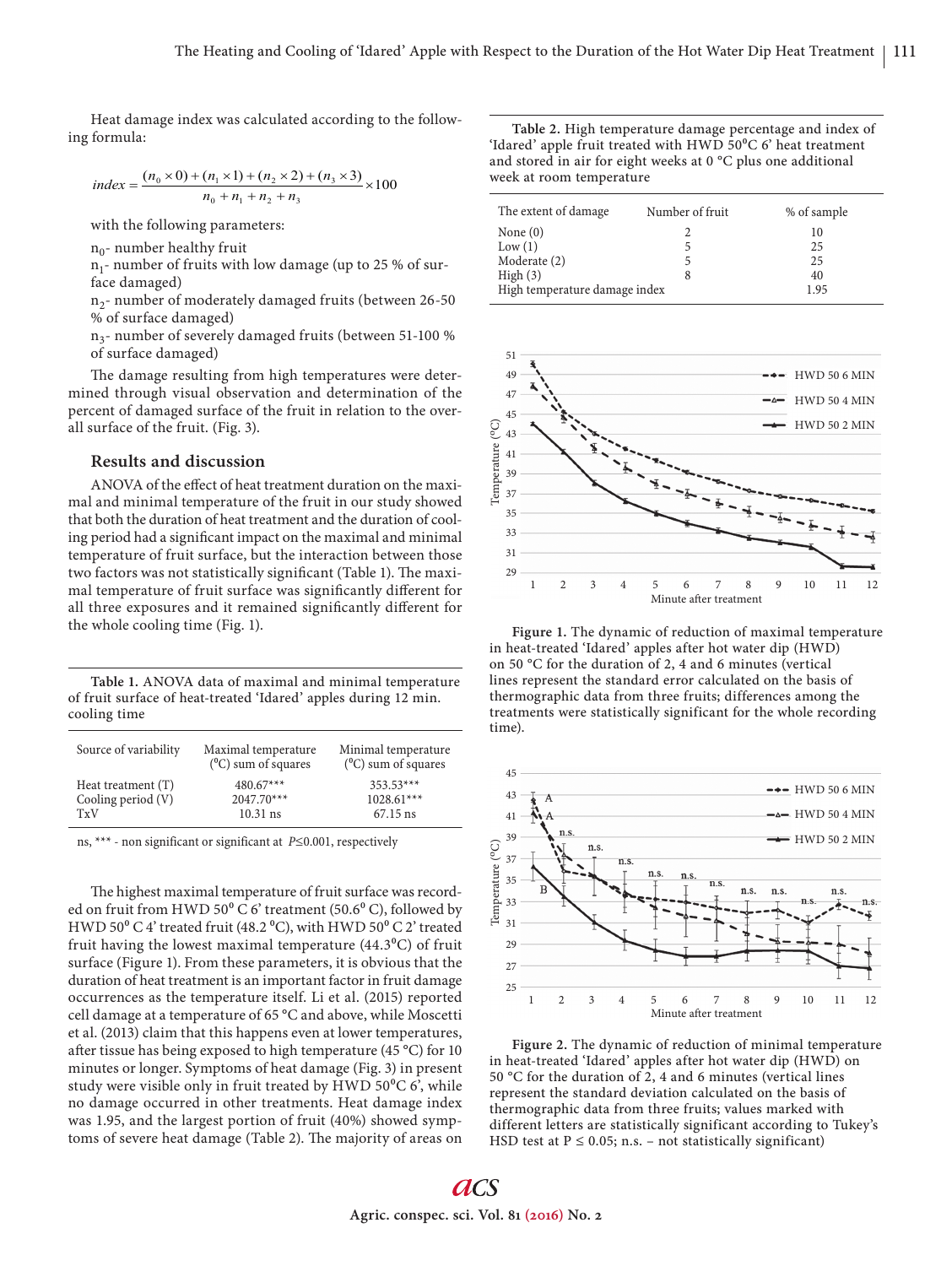Heat damage index was calculated according to the following formula:

$$index = \frac{(n_0 \times 0) + (n_1 \times 1) + (n_2 \times 2) + (n_3 \times 3)}{n_0 + n_1 + n_2 + n_3} \times 100$$

with the following parameters:

$n_0$- number healthy fruit

$n_1$- number of fruits with low damage (up to 25 % of surface damaged)

$n_2$- number of moderately damaged fruits (between 26-50 % of surface damaged)

$n_3$- number of severely damaged fruits (between 51-100 % of surface damaged)

The damage resulting from high temperatures were determined through visual observation and determination of the percent of damaged surface of the fruit in relation to the overall surface of the fruit. (Fig. 3).

## Results and discussion

ANOVA of the effect of heat treatment duration on the maximal and minimal temperature of the fruit in our study showed that both the duration of heat treatment and the duration of cooling period had a significant impact on the maximal and minimal temperature of fruit surface, but the interaction between those two factors was not statistically significant (Table 1). The maximal temperature of fruit surface was significantly different for all three exposures and it remained significantly different for the whole cooling time (Fig. 1).

**Table 1.** ANOVA data of maximal and minimal temperature of fruit surface of heat-treated 'Idared' apples during 12 min. cooling time

| Source of variability | Maximal temperature (⁰C) sum of squares | Minimal temperature (⁰C) sum of squares |
|---|---|---|
| Heat treatment (T) | 480.67*** | 353.53*** |
| Cooling period (V) | 2047.70*** | 1028.61*** |
| TxV | 10.31 ns | 67.15 ns |

ns, *** - non significant or significant at $P \leq 0.001$, respectively

The highest maximal temperature of fruit surface was recorded on fruit from HWD 50⁰ C 6' treatment (50.6⁰ C), followed by HWD 50⁰ C 4' treated fruit (48.2 ⁰C), with HWD 50⁰ C 2' treated fruit having the lowest maximal temperature (44.3⁰C) of fruit surface (Figure 1). From these parameters, it is obvious that the duration of heat treatment is an important factor in fruit damage occurrences as the temperature itself. Li et al. (2015) reported cell damage at a temperature of 65 °C and above, while Moscetti et al. (2013) claim that this happens even at lower temperatures, after tissue has being exposed to high temperature (45 °C) for 10 minutes or longer. Symptoms of heat damage (Fig. 3) in present study were visible only in fruit treated by HWD 50⁰C 6', while no damage occurred in other treatments. Heat damage index was 1.95, and the largest portion of fruit (40%) showed symptoms of severe heat damage (Table 2). The majority of areas on

**Table 2.** High temperature damage percentage and index of 'Idared' apple fruit treated with HWD 50⁰C 6' heat treatment and stored in air for eight weeks at 0 °C plus one additional week at room temperature

| The extent of damage | Number of fruit | % of sample |
|---|---|---|
| None (0) | 2 | 10 |
| Low (1) | 5 | 25 |
| Moderate (2) | 5 | 25 |
| High (3) | 8 | 40 |
| High temperature damage index | | 1.95 |

**Figure 1.** The dynamic of reduction of maximal temperature in heat-treated 'Idared' apples after hot water dip (HWD) on 50 °C for the duration of 2, 4 and 6 minutes (vertical lines represent the standard error calculated on the basis of thermographic data from three fruits; differences among the treatments were statistically significant for the whole recording time).

**Figure 2.** The dynamic of reduction of minimal temperature in heat-treated 'Idared' apples after hot water dip (HWD) on 50 °C for the duration of 2, 4 and 6 minutes (vertical lines represent the standard deviation calculated on the basis of thermographic data from three fruits; values marked with different letters are statistically significant according to Tukey's HSD test at P ≤ 0.05; n.s. – not statistically significant)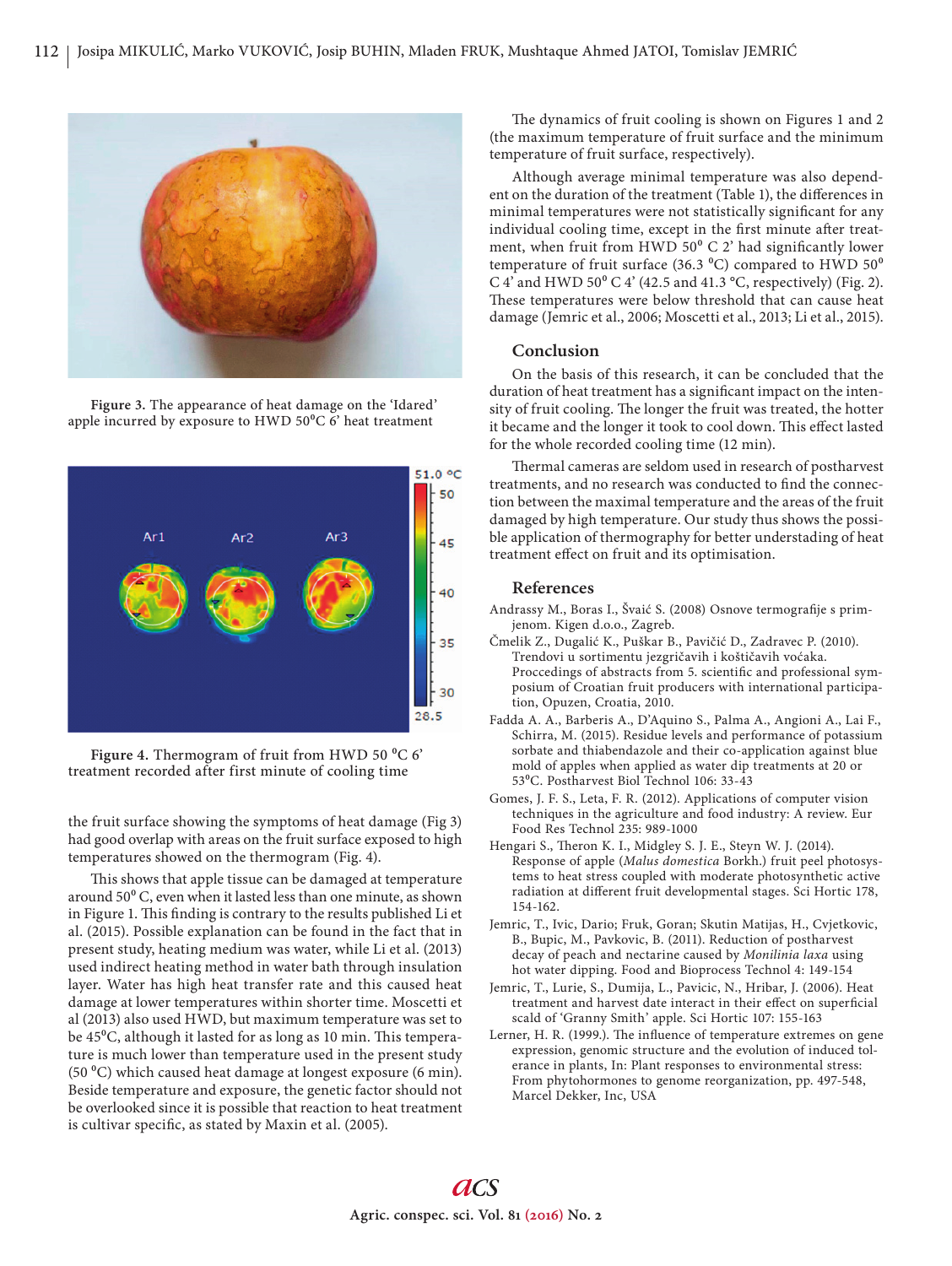Figure 3. The appearance of heat damage on the 'Idared' apple incurred by exposure to HWD 50$^0$C 6' heat treatment

Figure 4. Thermogram of fruit from HWD 50 $^0$C 6' treatment recorded after first minute of cooling time

the fruit surface showing the symptoms of heat damage (Fig 3) had good overlap with areas on the fruit surface exposed to high temperatures showed on the thermogram (Fig. 4).

This shows that apple tissue can be damaged at temperature around 50$^0$ C, even when it lasted less than one minute, as shown in Figure 1. This finding is contrary to the results published Li et al. (2015). Possible explanation can be found in the fact that in present study, heating medium was water, while Li et al. (2013) used indirect heating method in water bath through insulation layer. Water has high heat transfer rate and this caused heat damage at lower temperatures within shorter time. Moscetti et al (2013) also used HWD, but maximum temperature was set to be 45$^0$C, although it lasted for as long as 10 min. This temperature is much lower than temperature used in the present study (50 $^0$C) which caused heat damage at longest exposure (6 min). Beside temperature and exposure, the genetic factor should not be overlooked since it is possible that reaction to heat treatment is cultivar specific, as stated by Maxin et al. (2005).

The dynamics of fruit cooling is shown on Figures 1 and 2 (the maximum temperature of fruit surface and the minimum temperature of fruit surface, respectively).

Although average minimal temperature was also dependent on the duration of the treatment (Table 1), the differences in minimal temperatures were not statistically significant for any individual cooling time, except in the first minute after treatment, when fruit from HWD 50$^0$ C 2' had significantly lower temperature of fruit surface (36.3 $^0$C) compared to HWD 50$^0$ C 4' and HWD 50$^0$ C 4' (42.5 and 41.3 °C, respectively) (Fig. 2). These temperatures were below threshold that can cause heat damage (Jemric et al., 2006; Moscetti et al., 2013; Li et al., 2015).

## Conclusion

On the basis of this research, it can be concluded that the duration of heat treatment has a significant impact on the intensity of fruit cooling. The longer the fruit was treated, the hotter it became and the longer it took to cool down. This effect lasted for the whole recorded cooling time (12 min).

Thermal cameras are seldom used in research of postharvest treatments, and no research was conducted to find the connection between the maximal temperature and the areas of the fruit damaged by high temperature. Our study thus shows the possible application of thermography for better understading of heat treatment effect on fruit and its optimisation.

## References

Andrassy M., Boras I., Švaić S. (2008) Osnove termografije s primjenom. Kigen d.o.o., Zagreb.

Čmelik Z., Dugalić K., Puškar B., Pavičić D., Zadravec P. (2010). Trendovi u sortimentu jezgričavih i koštičavih voćaka. Proccedings of abstracts from 5. scientific and professional symposium of Croatian fruit producers with international participation, Opuzen, Croatia, 2010.

Fadda A. A., Barberis A., D'Aquino S., Palma A., Angioni A., Lai F., Schirra, M. (2015). Residue levels and performance of potassium sorbate and thiabendazole and their co-application against blue mold of apples when applied as water dip treatments at 20 or 53$^0$C. Postharvest Biol Technol 106: 33-43

Gomes, J. F. S., Leta, F. R. (2012). Applications of computer vision techniques in the agriculture and food industry: A review. Eur Food Res Technol 235: 989-1000

Hengari S., Theron K. I., Midgley S. J. E., Steyn W. J. (2014). Response of apple (*Malus domestica* Borkh.) fruit peel photosystems to heat stress coupled with moderate photosynthetic active radiation at different fruit developmental stages. Sci Hortic 178, 154-162.

Jemric, T., Ivic, Dario; Fruk, Goran; Skutin Matijas, H., Cvjetkovic, B., Bupic, M., Pavkovic, B. (2011). Reduction of postharvest decay of peach and nectarine caused by *Monilinia laxa* using hot water dipping. Food and Bioprocess Technol 4: 149-154

Jemric, T., Lurie, S., Dumija, L., Pavicic, N., Hribar, J. (2006). Heat treatment and harvest date interact in their effect on superficial scald of 'Granny Smith' apple. Sci Hortic 107: 155-163

Lerner, H. R. (1999.). The influence of temperature extremes on gene expression, genomic structure and the evolution of induced tolerance in plants, In: Plant responses to environmental stress: From phytohormones to genome reorganization, pp. 497-548, Marcel Dekker, Inc, USA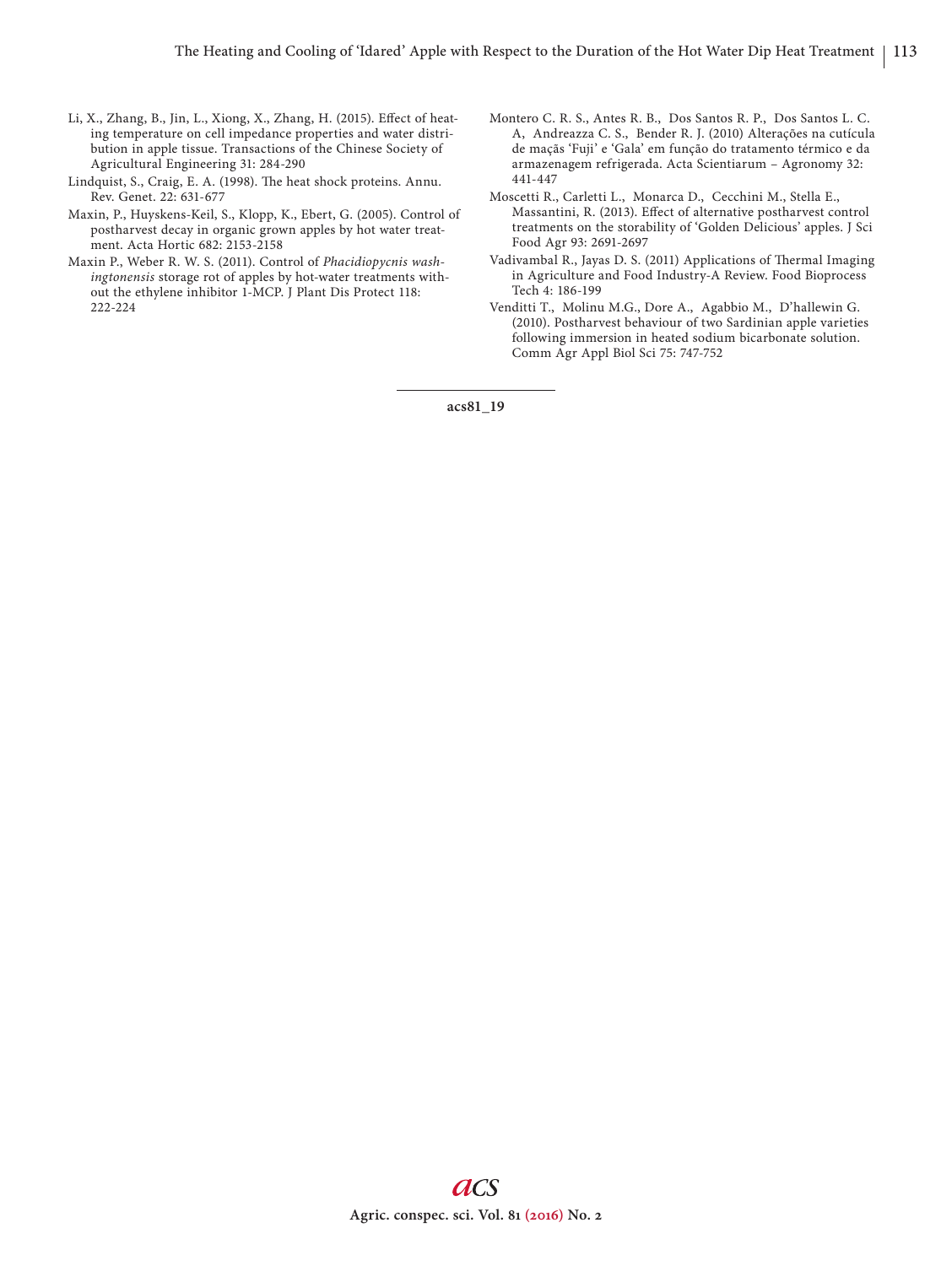Li, X., Zhang, B., Jin, L., Xiong, X., Zhang, H. (2015). Effect of heating temperature on cell impedance properties and water distribution in apple tissue. Transactions of the Chinese Society of Agricultural Engineering 31: 284-290

Lindquist, S., Craig, E. A. (1998). The heat shock proteins. Annu. Rev. Genet. 22: 631-677

Maxin, P., Huyskens-Keil, S., Klopp, K., Ebert, G. (2005). Control of postharvest decay in organic grown apples by hot water treatment. Acta Hortic 682: 2153-2158

Maxin P., Weber R. W. S. (2011). Control of *Phacidiopycnis washingtonensis* storage rot of apples by hot-water treatments without the ethylene inhibitor 1-MCP. J Plant Dis Protect 118: 222-224

Montero C. R. S., Antes R. B., Dos Santos R. P., Dos Santos L. C. A, Andreazza C. S., Bender R. J. (2010) Alterações na cutícula de maçãs 'Fuji' e 'Gala' em função do tratamento térmico e da armazenagem refrigerada. Acta Scientiarum – Agronomy 32: 441-447

Moscetti R., Carletti L., Monarca D., Cecchini M., Stella E., Massantini, R. (2013). Effect of alternative postharvest control treatments on the storability of 'Golden Delicious' apples. J Sci Food Agr 93: 2691-2697

Vadivambal R., Jayas D. S. (2011) Applications of Thermal Imaging in Agriculture and Food Industry-A Review. Food Bioprocess Tech 4: 186-199

Venditti T., Molinu M.G., Dore A., Agabbio M., D'hallewin G. (2010). Postharvest behaviour of two Sardinian apple varieties following immersion in heated sodium bicarbonate solution. Comm Agr Appl Biol Sci 75: 747-752

---

**acs81_19**